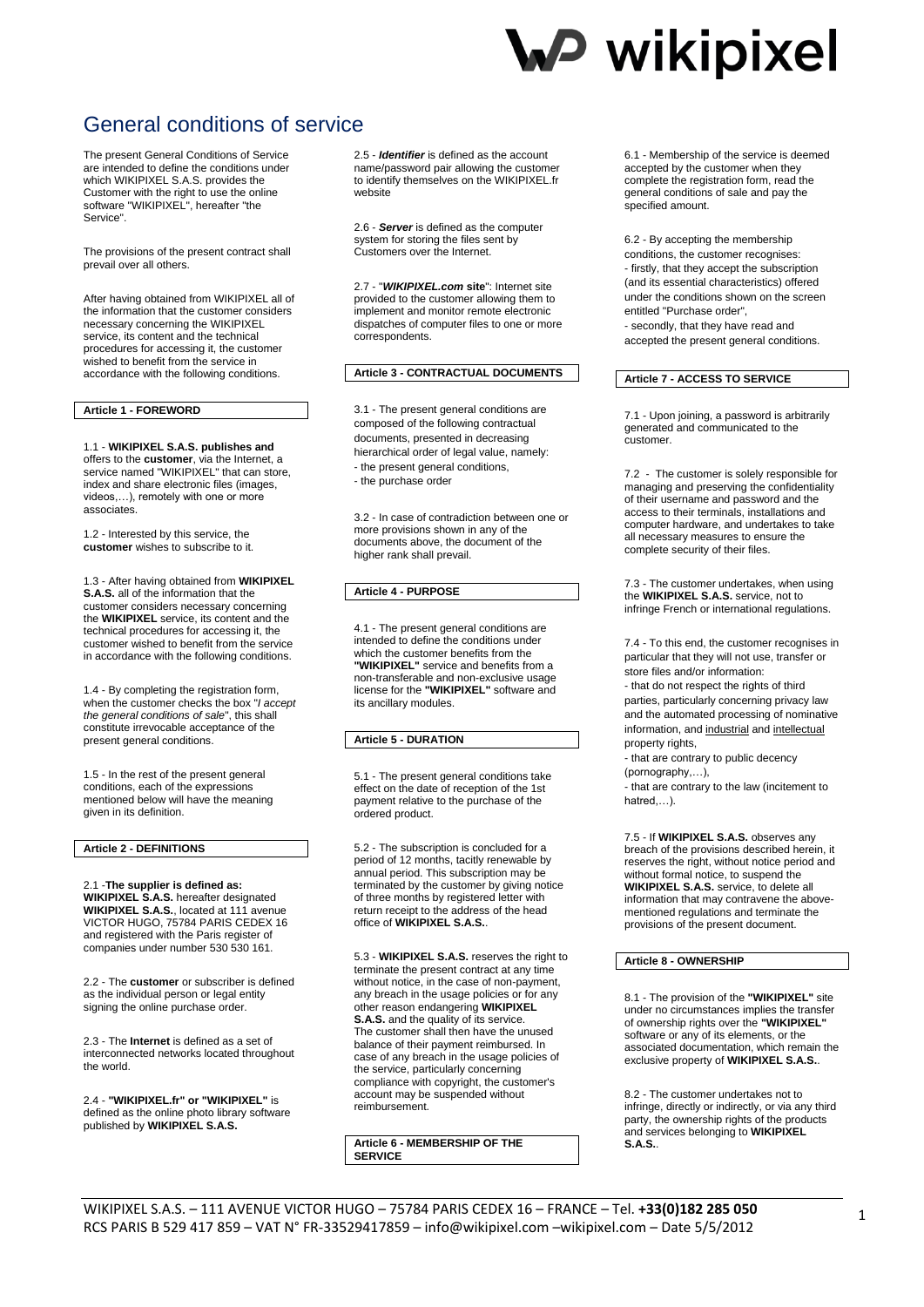# General conditions of service

The present General Conditions of Service are intended to define the conditions under which WIKIPIXEL S.A.S. provides the Customer with the right to use the online software "WIKIPIXEL", hereafter "the Service".

The provisions of the present contract shall prevail over all others.

After having obtained from WIKIPIXEL all of the information that the customer considers necessary concerning the WIKIPIXEL service, its content and the technical procedures for accessing it, the customer wished to benefit from the service in accordance with the following conditions.

**Article 1 - FOREWORD**

1.1 - **WIKIPIXEL S.A.S. publishes and** offers to the **customer**, via the Internet, a service named "WIKIPIXEL" that can store, index and share electronic files (images, videos,…), remotely with one or more associates.

1.2 - Interested by this service, the **customer** wishes to subscribe to it.

1.3 - After having obtained from **WIKIPIXEL S.A.S.** all of the information that the customer considers necessary concerning the **WIKIPIXEL** service, its content and the technical procedures for accessing it, the customer wished to benefit from the service in accordance with the following conditions.

1.4 - By completing the registration form, when the customer checks the box "*I accept the general conditions of sale*", this shall constitute irrevocable acceptance of the present general conditions.

1.5 - In the rest of the present general conditions, each of the expressions mentioned below will have the meaning given in its definition.

**Article 2 - DEFINITIONS**

2.1 -**The supplier is defined as: WIKIPIXEL S.A.S.** hereafter designated **WIKIPIXEL S.A.S.**, located at 111 avenue VICTOR HUGO, 75784 PARIS CEDEX 16 and registered with the Paris register of companies under number 530 530 161.

2.2 - The **customer** or subscriber is defined as the individual person or legal entity signing the online purchase order.

2.3 - The **Internet** is defined as a set of interconnected networks located throughout the world.

2.4 - **"WIKIPIXEL.fr" or "WIKIPIXEL"** is defined as the online photo library software published by **WIKIPIXEL S.A.S.**

2.5 - ***Identifier*** is defined as the account name/password pair allowing the customer to identify themselves on the WIKIPIXEL.fr website

2.6 - ***Server*** is defined as the computer system for storing the files sent by Customers over the Internet.

2.7 - "***WIKIPIXEL.com* site**": Internet site provided to the customer allowing them to implement and monitor remote electronic dispatches of computer files to one or more correspondents.

**Article 3 - CONTRACTUAL DOCUMENTS**

3.1 - The present general conditions are composed of the following contractual documents, presented in decreasing hierarchical order of legal value, namely:
- the present general conditions,
- the purchase order

3.2 - In case of contradiction between one or more provisions shown in any of the documents above, the document of the higher rank shall prevail.

**Article 4 - PURPOSE**

4.1 - The present general conditions are intended to define the conditions under which the customer benefits from the **"WIKIPIXEL"** service and benefits from a non-transferable and non-exclusive usage license for the **"WIKIPIXEL"** software and its ancillary modules.

**Article 5 - DURATION**

5.1 - The present general conditions take effect on the date of reception of the 1st payment relative to the purchase of the ordered product.

5.2 - The subscription is concluded for a period of 12 months, tacitly renewable by annual period. This subscription may be terminated by the customer by giving notice of three months by registered letter with return receipt to the address of the head office of **WIKIPIXEL S.A.S.**.

5.3 - **WIKIPIXEL S.A.S.** reserves the right to terminate the present contract at any time without notice, in the case of non-payment, any breach in the usage policies or for any other reason endangering **WIKIPIXEL S.A.S.** and the quality of its service. The customer shall then have the unused balance of their payment reimbursed. In case of any breach in the usage policies of the service, particularly concerning compliance with copyright, the customer's account may be suspended without reimbursement.

**Article 6 - MEMBERSHIP OF THE SERVICE**

6.1 - Membership of the service is deemed accepted by the customer when they complete the registration form, read the general conditions of sale and pay the specified amount.

6.2 - By accepting the membership conditions, the customer recognises:
- firstly, that they accept the subscription (and its essential characteristics) offered under the conditions shown on the screen entitled "Purchase order",
- secondly, that they have read and accepted the present general conditions.

**Article 7 - ACCESS TO SERVICE**

7.1 - Upon joining, a password is arbitrarily generated and communicated to the customer.

7.2 - The customer is solely responsible for managing and preserving the confidentiality of their username and password and the access to their terminals, installations and computer hardware, and undertakes to take all necessary measures to ensure the complete security of their files.

7.3 - The customer undertakes, when using the **WIKIPIXEL S.A.S.** service, not to infringe French or international regulations.

7.4 - To this end, the customer recognises in particular that they will not use, transfer or store files and/or information:
- that do not respect the rights of third parties, particularly concerning privacy law and the automated processing of nominative information, and industrial and intellectual property rights,
- that are contrary to public decency (pornography,…),
- that are contrary to the law (incitement to hatred,…).

7.5 - If **WIKIPIXEL S.A.S.** observes any breach of the provisions described herein, it reserves the right, without notice period and without formal notice, to suspend the **WIKIPIXEL S.A.S.** service, to delete all information that may contravene the above-mentioned regulations and terminate the provisions of the present document.

**Article 8 - OWNERSHIP**

8.1 - The provision of the **"WIKIPIXEL"** site under no circumstances implies the transfer of ownership rights over the **"WIKIPIXEL"** software or any of its elements, or the associated documentation, which remain the exclusive property of **WIKIPIXEL S.A.S.**.

8.2 - The customer undertakes not to infringe, directly or indirectly, or via any third party, the ownership rights of the products and services belonging to **WIKIPIXEL S.A.S.**.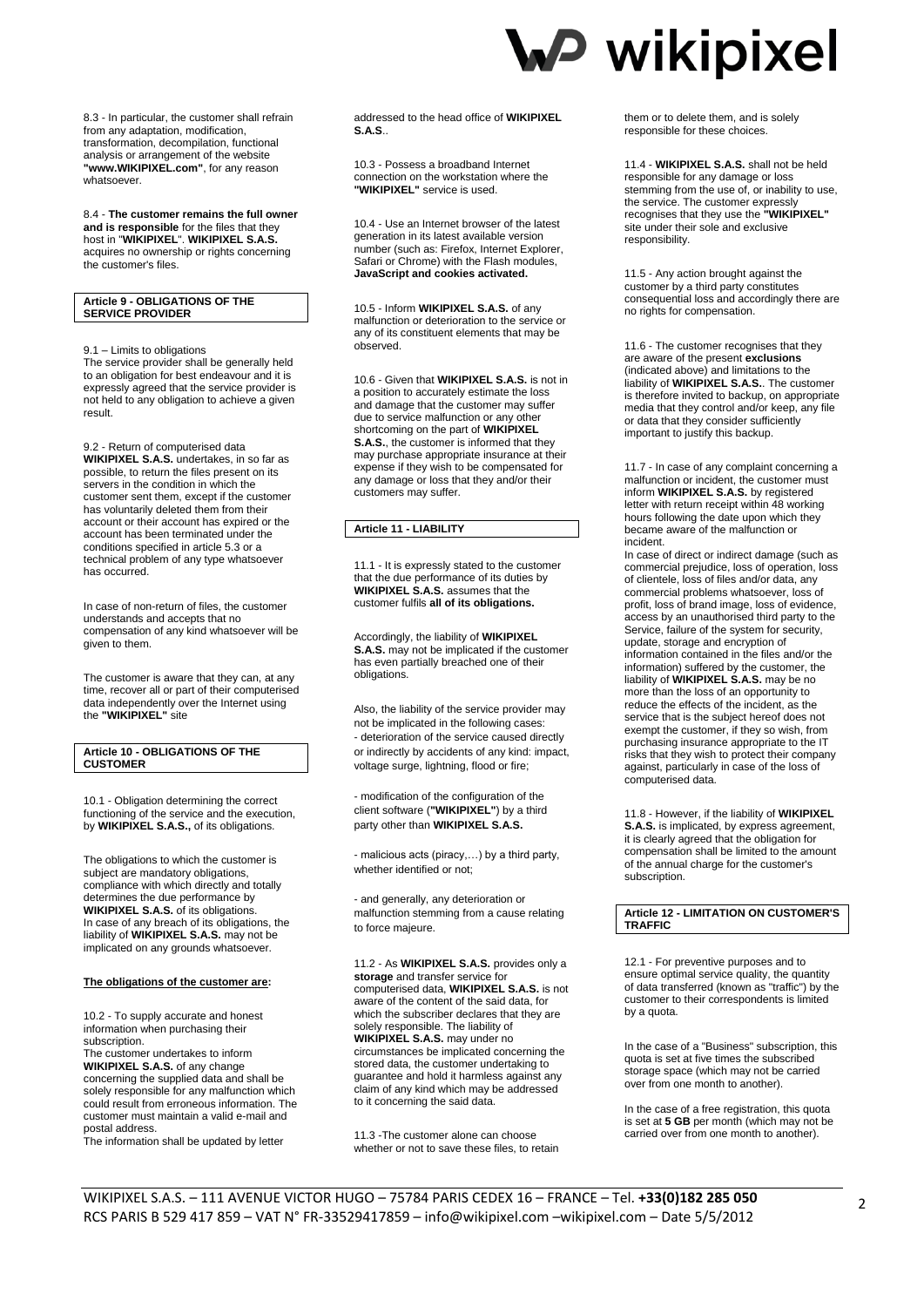8.3 - In particular, the customer shall refrain from any adaptation, modification, transformation, decompilation, functional analysis or arrangement of the website **"www.WIKIPIXEL.com"**, for any reason whatsoever.

8.4 - **The customer remains the full owner and is responsible** for the files that they host in "**WIKIPIXEL**". **WIKIPIXEL S.A.S.** acquires no ownership or rights concerning the customer's files.

### Article 9 - OBLIGATIONS OF THE SERVICE PROVIDER

9.1 – Limits to obligations
The service provider shall be generally held to an obligation for best endeavour and it is expressly agreed that the service provider is not held to any obligation to achieve a given result.

9.2 - Return of computerised data
**WIKIPIXEL S.A.S.** undertakes, in so far as possible, to return the files present on its servers in the condition in which the customer sent them, except if the customer has voluntarily deleted them from their account or their account has expired or the account has been terminated under the conditions specified in article 5.3 or a technical problem of any type whatsoever has occurred.

In case of non-return of files, the customer understands and accepts that no compensation of any kind whatsoever will be given to them.

The customer is aware that they can, at any time, recover all or part of their computerised data independently over the Internet using the **"WIKIPIXEL"** site

### Article 10 - OBLIGATIONS OF THE CUSTOMER

10.1 - Obligation determining the correct functioning of the service and the execution, by **WIKIPIXEL S.A.S.,** of its obligations.

The obligations to which the customer is subject are mandatory obligations, compliance with which directly and totally determines the due performance by **WIKIPIXEL S.A.S.** of its obligations. In case of any breach of its obligations, the liability of **WIKIPIXEL S.A.S.** may not be implicated on any grounds whatsoever.

**The obligations of the customer are:**

10.2 - To supply accurate and honest information when purchasing their subscription.
The customer undertakes to inform **WIKIPIXEL S.A.S.** of any change concerning the supplied data and shall be solely responsible for any malfunction which could result from erroneous information. The customer must maintain a valid e-mail and postal address.
The information shall be updated by letter addressed to the head office of **WIKIPIXEL S.A.S**..

10.3 - Possess a broadband Internet connection on the workstation where the **"WIKIPIXEL"** service is used.

10.4 - Use an Internet browser of the latest generation in its latest available version number (such as: Firefox, Internet Explorer, Safari or Chrome) with the Flash modules, **JavaScript and cookies activated.**

10.5 - Inform **WIKIPIXEL S.A.S.** of any malfunction or deterioration to the service or any of its constituent elements that may be observed.

10.6 - Given that **WIKIPIXEL S.A.S.** is not in a position to accurately estimate the loss and damage that the customer may suffer due to service malfunction or any other shortcoming on the part of **WIKIPIXEL S.A.S.**, the customer is informed that they may purchase appropriate insurance at their expense if they wish to be compensated for any damage or loss that they and/or their customers may suffer.

### Article 11 - LIABILITY

11.1 - It is expressly stated to the customer that the due performance of its duties by **WIKIPIXEL S.A.S.** assumes that the customer fulfils **all of its obligations.**

Accordingly, the liability of **WIKIPIXEL S.A.S.** may not be implicated if the customer has even partially breached one of their obligations.

Also, the liability of the service provider may not be implicated in the following cases:
- deterioration of the service caused directly or indirectly by accidents of any kind: impact, voltage surge, lightning, flood or fire;

- modification of the configuration of the client software (**"WIKIPIXEL"**) by a third party other than **WIKIPIXEL S.A.S.**

- malicious acts (piracy,…) by a third party, whether identified or not;

- and generally, any deterioration or malfunction stemming from a cause relating to force majeure.

11.2 - As **WIKIPIXEL S.A.S.** provides only a **storage** and transfer service for computerised data, **WIKIPIXEL S.A.S.** is not aware of the content of the said data, for which the subscriber declares that they are solely responsible. The liability of **WIKIPIXEL S.A.S.** may under no circumstances be implicated concerning the stored data, the customer undertaking to guarantee and hold it harmless against any claim of any kind which may be addressed to it concerning the said data.

11.3 -The customer alone can choose whether or not to save these files, to retain them or to delete them, and is solely responsible for these choices.

11.4 - **WIKIPIXEL S.A.S.** shall not be held responsible for any damage or loss stemming from the use of, or inability to use, the service. The customer expressly recognises that they use the **"WIKIPIXEL"** site under their sole and exclusive responsibility.

11.5 - Any action brought against the customer by a third party constitutes consequential loss and accordingly there are no rights for compensation.

11.6 - The customer recognises that they are aware of the present **exclusions** (indicated above) and limitations to the liability of **WIKIPIXEL S.A.S.**. The customer is therefore invited to backup, on appropriate media that they control and/or keep, any file or data that they consider sufficiently important to justify this backup.

11.7 - In case of any complaint concerning a malfunction or incident, the customer must inform **WIKIPIXEL S.A.S.** by registered letter with return receipt within 48 working hours following the date upon which they became aware of the malfunction or incident.
In case of direct or indirect damage (such as commercial prejudice, loss of operation, loss of clientele, loss of files and/or data, any commercial problems whatsoever, loss of profit, loss of brand image, loss of evidence, access by an unauthorised third party to the Service, failure of the system for security, update, storage and encryption of information contained in the files and/or the information) suffered by the customer, the liability of **WIKIPIXEL S.A.S.** may be no more than the loss of an opportunity to reduce the effects of the incident, as the service that is the subject hereof does not exempt the customer, if they so wish, from purchasing insurance appropriate to the IT risks that they wish to protect their company against, particularly in case of the loss of computerised data.

11.8 - However, if the liability of **WIKIPIXEL S.A.S.** is implicated, by express agreement, it is clearly agreed that the obligation for compensation shall be limited to the amount of the annual charge for the customer's subscription.

### Article 12 - LIMITATION ON CUSTOMER'S TRAFFIC

12.1 - For preventive purposes and to ensure optimal service quality, the quantity of data transferred (known as "traffic") by the customer to their correspondents is limited by a quota.

In the case of a "Business" subscription, this quota is set at five times the subscribed storage space (which may not be carried over from one month to another).

In the case of a free registration, this quota is set at **5 GB** per month (which may not be carried over from one month to another).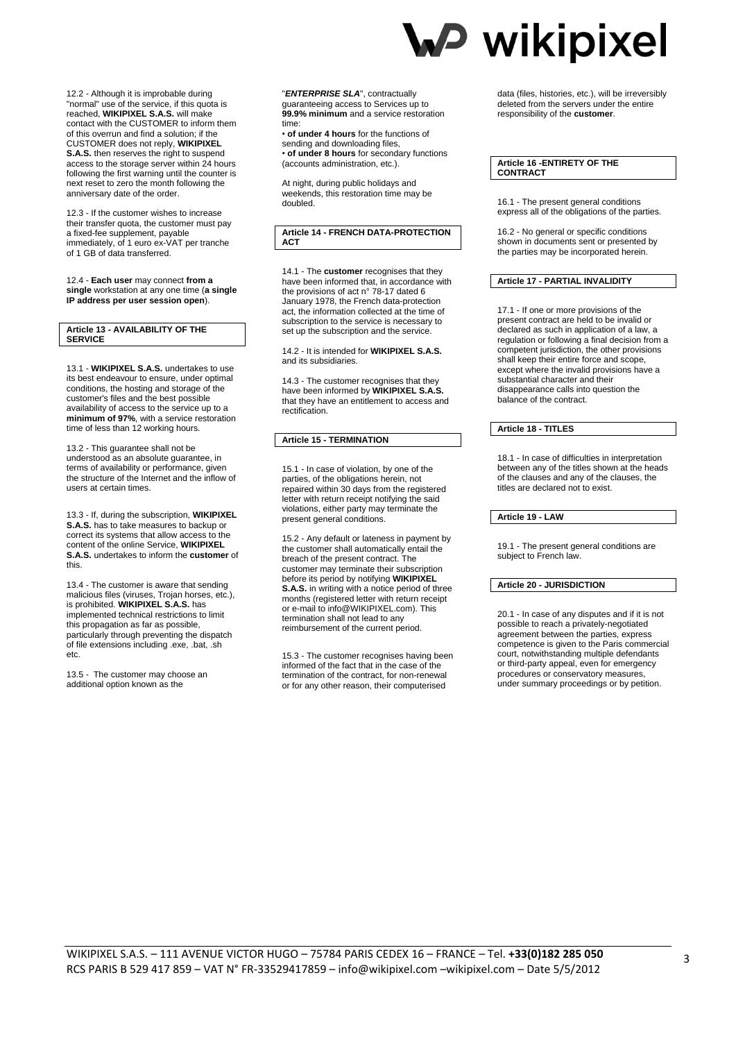12.2 - Although it is improbable during "normal" use of the service, if this quota is reached, **WIKIPIXEL S.A.S.** will make contact with the CUSTOMER to inform them of this overrun and find a solution; if the CUSTOMER does not reply, **WIKIPIXEL S.A.S.** then reserves the right to suspend access to the storage server within 24 hours following the first warning until the counter is next reset to zero the month following the anniversary date of the order.

12.3 - If the customer wishes to increase their transfer quota, the customer must pay a fixed-fee supplement, payable immediately, of 1 euro ex-VAT per tranche of 1 GB of data transferred.

12.4 - **Each user** may connect **from a single** workstation at any one time (**a single IP address per user session open**).

## Article 13 - AVAILABILITY OF THE SERVICE

13.1 - **WIKIPIXEL S.A.S.** undertakes to use its best endeavour to ensure, under optimal conditions, the hosting and storage of the customer's files and the best possible availability of access to the service up to a **minimum of 97%**, with a service restoration time of less than 12 working hours.

13.2 - This guarantee shall not be understood as an absolute guarantee, in terms of availability or performance, given the structure of the Internet and the inflow of users at certain times.

13.3 - If, during the subscription, **WIKIPIXEL S.A.S.** has to take measures to backup or correct its systems that allow access to the content of the online Service, **WIKIPIXEL S.A.S.** undertakes to inform the **customer** of this.

13.4 - The customer is aware that sending malicious files (viruses, Trojan horses, etc.), is prohibited. **WIKIPIXEL S.A.S.** has implemented technical restrictions to limit this propagation as far as possible, particularly through preventing the dispatch of file extensions including .exe, .bat, .sh etc.

13.5 - The customer may choose an additional option known as the "***ENTERPRISE SLA***", contractually guaranteeing access to Services up to **99.9% minimum** and a service restoration time:

- **of under 4 hours** for the functions of sending and downloading files,
- **of under 8 hours** for secondary functions (accounts administration, etc.).

At night, during public holidays and weekends, this restoration time may be doubled.

## Article 14 - FRENCH DATA-PROTECTION ACT

14.1 - The **customer** recognises that they have been informed that, in accordance with the provisions of act n° 78-17 dated 6 January 1978, the French data-protection act, the information collected at the time of subscription to the service is necessary to set up the subscription and the service.

14.2 - It is intended for **WIKIPIXEL S.A.S.** and its subsidiaries.

14.3 - The customer recognises that they have been informed by **WIKIPIXEL S.A.S.** that they have an entitlement to access and rectification.

## Article 15 - TERMINATION

15.1 - In case of violation, by one of the parties, of the obligations herein, not repaired within 30 days from the registered letter with return receipt notifying the said violations, either party may terminate the present general conditions.

15.2 - Any default or lateness in payment by the customer shall automatically entail the breach of the present contract. The customer may terminate their subscription before its period by notifying **WIKIPIXEL S.A.S.** in writing with a notice period of three months (registered letter with return receipt or e-mail to info@WIKIPIXEL.com). This termination shall not lead to any reimbursement of the current period.

15.3 - The customer recognises having been informed of the fact that in the case of the termination of the contract, for non-renewal or for any other reason, their computerised data (files, histories, etc.), will be irreversibly deleted from the servers under the entire responsibility of the **customer**.

## Article 16 -ENTIRETY OF THE CONTRACT

16.1 - The present general conditions express all of the obligations of the parties.

16.2 - No general or specific conditions shown in documents sent or presented by the parties may be incorporated herein.

## Article 17 - PARTIAL INVALIDITY

17.1 - If one or more provisions of the present contract are held to be invalid or declared as such in application of a law, a regulation or following a final decision from a competent jurisdiction, the other provisions shall keep their entire force and scope, except where the invalid provisions have a substantial character and their disappearance calls into question the balance of the contract.

## Article 18 - TITLES

18.1 - In case of difficulties in interpretation between any of the titles shown at the heads of the clauses and any of the clauses, the titles are declared not to exist.

## Article 19 - LAW

19.1 - The present general conditions are subject to French law.

## Article 20 - JURISDICTION

20.1 - In case of any disputes and if it is not possible to reach a privately-negotiated agreement between the parties, express competence is given to the Paris commercial court, notwithstanding multiple defendants or third-party appeal, even for emergency procedures or conservatory measures, under summary proceedings or by petition.

WIKIPIXEL S.A.S. – 111 AVENUE VICTOR HUGO – 75784 PARIS CEDEX 16 – FRANCE – Tel. **+33(0)182 285 050**
RCS PARIS B 529 417 859 – VAT N° FR-33529417859 – info@wikipixel.com –wikipixel.com – Date 5/5/2012